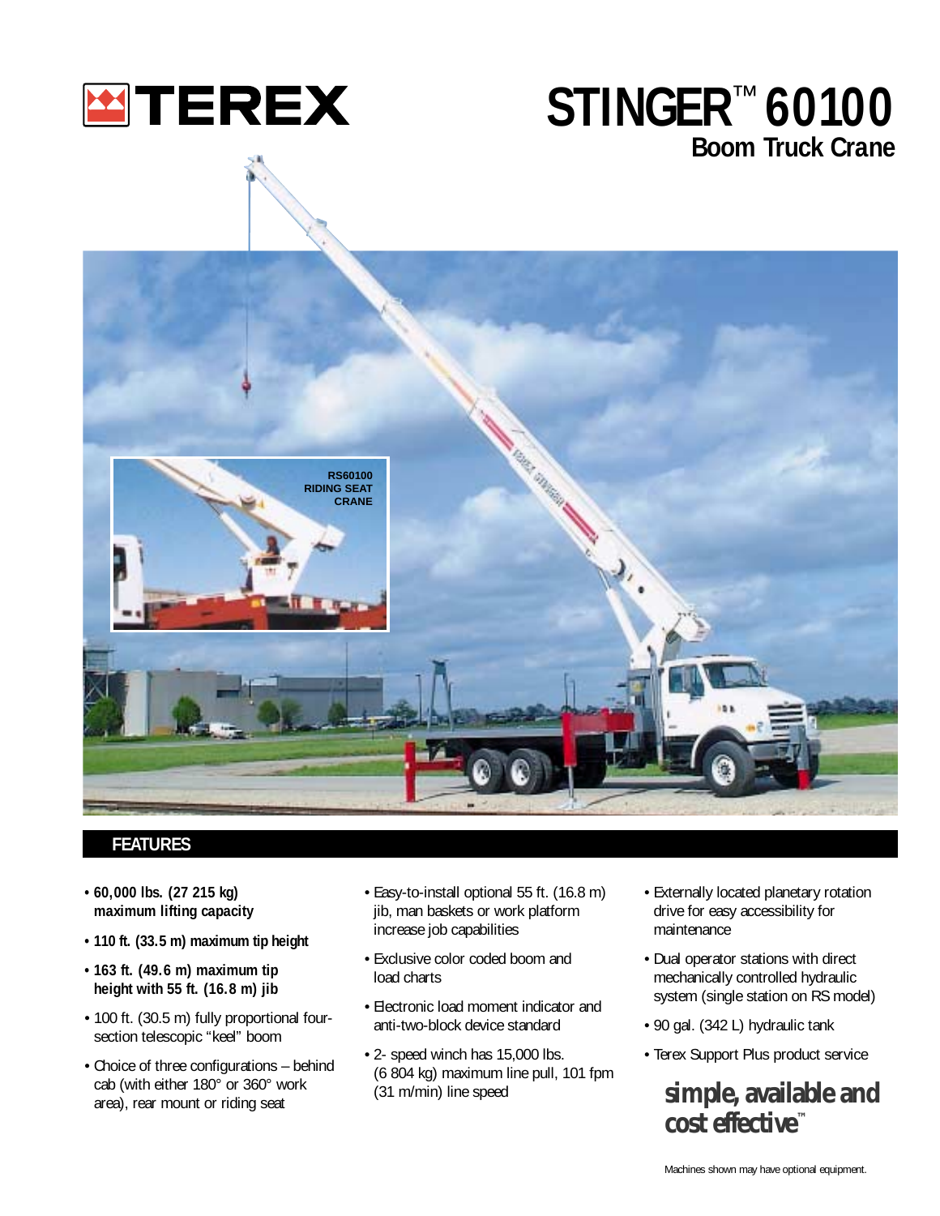# TEREX

# STINGER™ 60100

## Boom Truck Crane

RS60100 RIDING SEAT CRANE

## FEATURES

- **60,000 lbs. (27 215 kg) maximum lifting capacity**
- **110 ft. (33.5 m) maximum tip height**
- **163 ft. (49.6 m) maximum tip height with 55 ft. (16.8 m) jib**
- 100 ft. (30.5 m) fully proportional four-section telescopic "keel" boom
- Choice of three configurations – behind cab (with either 180° or 360° work area), rear mount or riding seat
- Easy-to-install optional 55 ft. (16.8 m) jib, man baskets or work platform increase job capabilities
- Exclusive color coded boom and load charts
- Electronic load moment indicator and anti-two-block device standard
- 2- speed winch has 15,000 lbs. (6 804 kg) maximum line pull, 101 fpm (31 m/min) line speed
- Externally located planetary rotation drive for easy accessibility for maintenance
- Dual operator stations with direct mechanically controlled hydraulic system (single station on RS model)
- 90 gal. (342 L) hydraulic tank
- Terex Support Plus product service

**simple, available and cost effective™**

Machines shown may have optional equipment.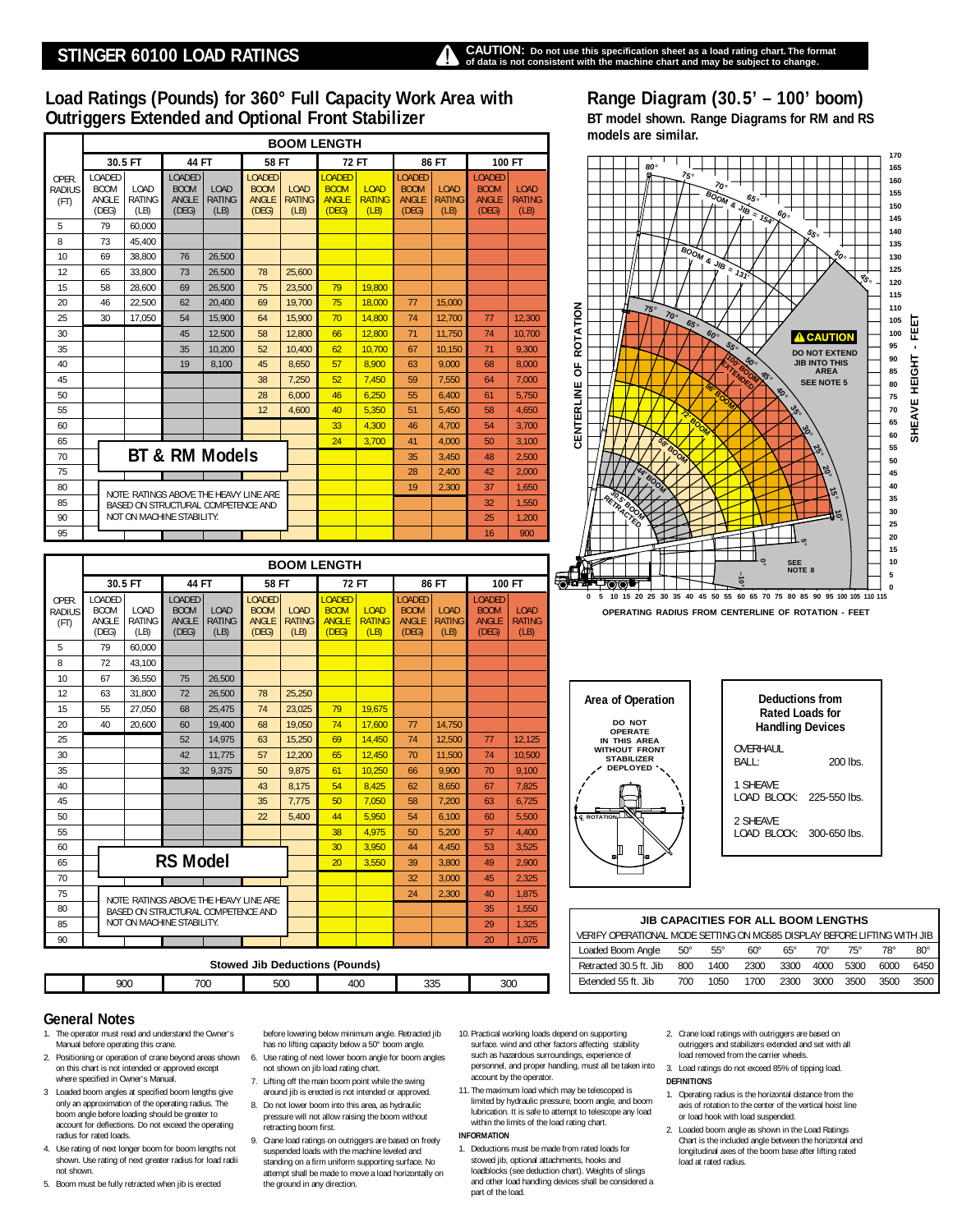## STINGER 60100 LOAD RATINGS

**CAUTION: Do not use this specification sheet as a load rating chart. The format of data is not consistent with the machine chart and may be subject to change.**

## Load Ratings (Pounds) for 360° Full Capacity Work Area with Outriggers Extended and Optional Front Stabilizer

**BT & RM Models**

| OPER. RADIUS (FT) | 30.5 FT Loaded Boom Angle (DEG) | 30.5 FT Load Rating (LB) | 44 FT Loaded Boom Angle (DEG) | 44 FT Load Rating (LB) | 58 FT Loaded Boom Angle (DEG) | 58 FT Load Rating (LB) | 72 FT Loaded Boom Angle (DEG) | 72 FT Load Rating (LB) | 86 FT Loaded Boom Angle (DEG) | 86 FT Load Rating (LB) | 100 FT Loaded Boom Angle (DEG) | 100 FT Load Rating (LB) |
|---|---|---|---|---|---|---|---|---|---|---|---|---|
| 5 | 79 | 60,000 | | | | | | | | | | |
| 8 | 73 | 45,400 | | | | | | | | | | |
| 10 | 69 | 38,800 | 76 | 26,500 | | | | | | | | |
| 12 | 65 | 33,800 | 73 | 26,500 | 78 | 25,600 | | | | | | |
| 15 | 58 | 28,600 | 69 | 26,500 | 75 | 23,500 | 79 | 19,800 | | | | |
| 20 | 46 | 22,500 | 62 | 20,400 | 69 | 19,700 | 75 | 18,000 | 77 | 15,000 | | |
| 25 | 30 | 17,050 | 54 | 15,900 | 64 | 15,900 | 70 | 14,800 | 74 | 12,700 | 77 | 12,300 |
| 30 | | | 45 | 12,500 | 58 | 12,800 | 66 | 12,800 | 71 | 11,750 | 74 | 10,700 |
| 35 | | | 35 | 10,200 | 52 | 10,400 | 62 | 10,700 | 67 | 10,150 | 71 | 9,300 |
| 40 | | | 19 | 8,100 | 45 | 8,650 | 57 | 8,900 | 63 | 9,000 | 68 | 8,000 |
| 45 | | | | | 38 | 7,250 | 52 | 7,450 | 59 | 7,550 | 64 | 7,000 |
| 50 | | | | | 28 | 6,000 | 46 | 6,250 | 55 | 6,400 | 61 | 5,750 |
| 55 | | | | | 12 | 4,600 | 40 | 5,350 | 51 | 5,450 | 58 | 4,650 |
| 60 | | | | | | | 33 | 4,300 | 46 | 4,700 | 54 | 3,700 |
| 65 | | | | | | | 24 | 3,700 | 41 | 4,000 | 50 | 3,100 |
| 70 | | | | | | | | | 35 | 3,450 | 48 | 2,500 |
| 75 | | | | | | | | | 28 | 2,400 | 42 | 2,000 |
| 80 | | | | | | | | | 19 | 2,300 | 37 | 1,650 |
| 85 | | | | | | | | | | | 32 | 1,550 |
| 90 | | | | | | | | | | | 25 | 1,200 |
| 95 | | | | | | | | | | | 16 | 900 |

NOTE: RATINGS ABOVE THE HEAVY LINE ARE BASED ON STRUCTURAL COMPETENCE AND NOT ON MACHINE STABILITY.

**RS Model**

| OPER. RADIUS (FT) | 30.5 FT Loaded Boom Angle (DEG) | 30.5 FT Load Rating (LB) | 44 FT Loaded Boom Angle (DEG) | 44 FT Load Rating (LB) | 58 FT Loaded Boom Angle (DEG) | 58 FT Load Rating (LB) | 72 FT Loaded Boom Angle (DEG) | 72 FT Load Rating (LB) | 86 FT Loaded Boom Angle (DEG) | 86 FT Load Rating (LB) | 100 FT Loaded Boom Angle (DEG) | 100 FT Load Rating (LB) |
|---|---|---|---|---|---|---|---|---|---|---|---|---|
| 5 | 79 | 60,000 | | | | | | | | | | |
| 8 | 72 | 43,100 | | | | | | | | | | |
| 10 | 67 | 36,550 | 75 | 26,500 | | | | | | | | |
| 12 | 63 | 31,800 | 72 | 26,500 | 78 | 25,250 | | | | | | |
| 15 | 55 | 27,050 | 68 | 25,475 | 74 | 23,025 | 79 | 19,675 | | | | |
| 20 | 40 | 20,600 | 60 | 19,400 | 68 | 19,050 | 74 | 17,600 | 77 | 14,750 | | |
| 25 | | | 52 | 14,975 | 63 | 15,250 | 69 | 14,450 | 74 | 12,500 | 77 | 12,125 |
| 30 | | | 42 | 11,775 | 57 | 12,200 | 65 | 12,450 | 70 | 11,500 | 74 | 10,500 |
| 35 | | | 32 | 9,375 | 50 | 9,875 | 61 | 10,250 | 66 | 9,900 | 70 | 9,100 |
| 40 | | | | | 43 | 8,175 | 54 | 8,425 | 62 | 8,650 | 67 | 7,825 |
| 45 | | | | | 35 | 7,775 | 50 | 7,050 | 58 | 7,200 | 63 | 6,725 |
| 50 | | | | | 22 | 5,400 | 44 | 5,950 | 54 | 6,100 | 60 | 5,500 |
| 55 | | | | | | | 38 | 4,975 | 50 | 5,200 | 57 | 4,400 |
| 60 | | | | | | | 30 | 3,950 | 44 | 4,450 | 53 | 3,525 |
| 65 | | | | | | | 20 | 3,550 | 39 | 3,800 | 49 | 2,900 |
| 70 | | | | | | | | | 32 | 3,050 | 45 | 2,325 |
| 75 | | | | | | | | | 24 | 2,300 | 40 | 1,875 |
| 80 | | | | | | | | | | | 35 | 1,550 |
| 85 | | | | | | | | | | | 29 | 1,325 |
| 90 | | | | | | | | | | | 20 | 1,075 |

NOTE: RATINGS ABOVE THE HEAVY LINE ARE BASED ON STRUCTURAL COMPETENCE AND NOT ON MACHINE STABILITY.

**Stowed Jib Deductions (Pounds)**

| | 30.5 FT | 44 FT | 58 FT | 72 FT | 86 FT | 100 FT |
|---|---|---|---|---|---|---|
| | 900 | 700 | 500 | 400 | 335 | 300 |

## Range Diagram (30.5' – 100' boom)

**BT model shown. Range Diagrams for RM and RS models are similar.**

CENTERLINE OF ROTATION — SHEAVE HEIGHT - FEET — OPERATING RADIUS FROM CENTERLINE OF ROTATION - FEET

BOOM & JIB = 154' — BOOM & JIB = 131' — 100' BOOM EXTENDED — 86' BOOM — 72' BOOM — 58' BOOM — 44' BOOM — 30.5' BOOM RETRACTED

CAUTION: DO NOT EXTEND JIB INTO THIS AREA. SEE NOTE 5

SEE NOTE 8

**Area of Operation**

DO NOT OPERATE IN THIS AREA WITHOUT FRONT STABILIZER DEPLOYED

℄ ROTATION

**Deductions from Rated Loads for Handling Devices**

| | |
|---|---|
| OVERHAUL BALL: | 200 lbs. |
| 1 SHEAVE LOAD BLOCK: | 225-550 lbs. |
| 2 SHEAVE LOAD BLOCK: | 300-650 lbs. |

**JIB CAPACITIES FOR ALL BOOM LENGTHS**

VERIFY OPERATIONAL MODE SETTING ON MG585 DISPLAY BEFORE LIFTING WITH JIB

| Loaded Boom Angle | 50° | 55° | 60° | 65° | 70° | 75° | 78° | 80° |
|---|---|---|---|---|---|---|---|---|
| Retracted 30.5 ft. Jib | 800 | 1400 | 2300 | 3300 | 4000 | 5300 | 6000 | 6450 |
| Extended 55 ft. Jib | 700 | 1050 | 1700 | 2300 | 3000 | 3500 | 3500 | 3500 |

## General Notes

1. The operator must read and understand the Owner's Manual before operating this crane.
2. Positioning or operation of crane beyond areas shown on this chart is not intended or approved except where specified in Owner's Manual.
3. Loaded boom angles at specified boom lengths give only an approximation of the operating radius. The boom angle before loading should be greater to account for deflections. Do not exceed the operating radius for rated loads.
4. Use rating of next longer boom for boom lengths not shown. Use rating of next greater radius for load radii not shown.
5. Boom must be fully retracted when jib is erected before lowering below minimum angle. Retracted jib has no lifting capacity below a 50° boom angle.
6. Use rating of next lower boom angle for boom angles not shown on jib load rating chart.
7. Lifting off the main boom point while the swing around jib is erected is not intended or approved.
8. Do not lower boom into this area, as hydraulic pressure will not allow raising the boom without retracting boom first.
9. Crane load ratings on outriggers are based on freely suspended loads with the machine leveled and standing on a firm uniform supporting surface. No attempt shall be made to move a load horizontally on the ground in any direction.
10. Practical working loads depend on supporting surface. wind and other factors affecting stability such as hazardous surroundings, experience of personnel, and proper handling, must all be taken into account by the operator.
11. The maximum load which may be telescoped is limited by hydraulic pressure, boom angle, and boom lubrication. It is safe to attempt to telescope any load within the limits of the load rating chart.

**INFORMATION**

1. Deductions must be made from rated loads for stowed jib, optional attachments, hooks and loadblocks (see deduction chart). Weights of slings and other load handling devices shall be considered a part of the load.
2. Crane load ratings with outriggers are based on outriggers and stabilizers extended and set with all load removed from the carrier wheels.
3. Load ratings do not exceed 85% of tipping load.

**DEFINITIONS**

1. Operating radius is the horizontal distance from the axis of rotation to the center of the vertical hoist line or load hook with load suspended.
2. Loaded boom angle as shown in the Load Ratings Chart is the included angle between the horizontal and longitudinal axes of the boom base after lifting rated load at rated radius.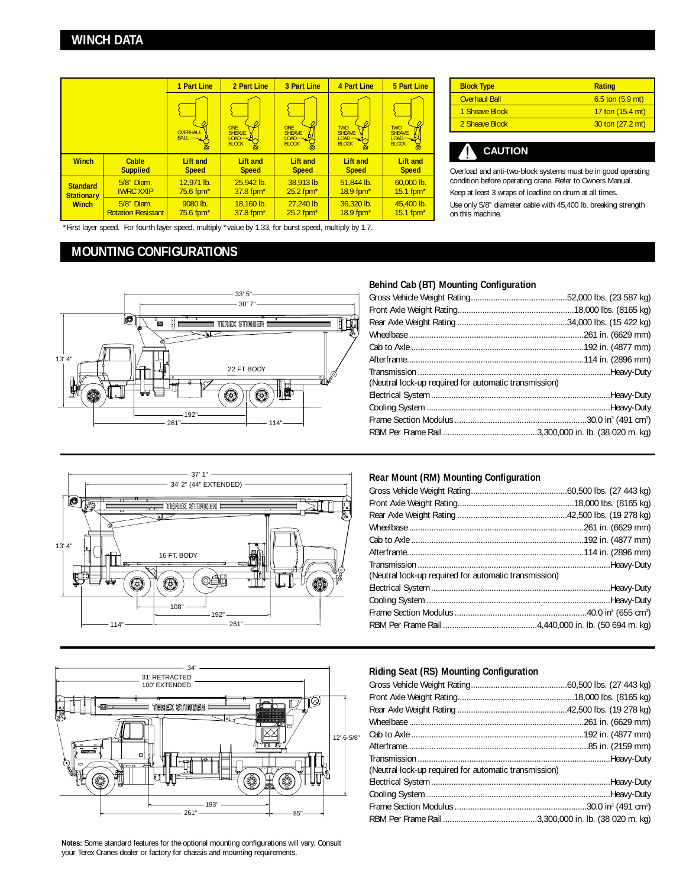## WINCH DATA

| | | 1 Part Line | 2 Part Line | 3 Part Line | 4 Part Line | 5 Part Line |
|---|---|---|---|---|---|---|
| | | OVERHAUL BALL | ONE SHEAVE LOAD BLOCK | ONE SHEAVE LOAD BLOCK | TWO SHEAVE LOAD BLOCK | TWO SHEAVE LOAD BLOCK |
| **Winch** | **Cable Supplied** | **Lift and Speed** | **Lift and Speed** | **Lift and Speed** | **Lift and Speed** | **Lift and Speed** |
| **Standard Stationary Winch** | 5/8" Diam. IWRC XXIP | 12,971 lb. 75.6 fpm* | 25,942 lb. 37.8 fpm* | 38,913 lb 25.2 fpm* | 51,844 lb. 18.9 fpm* | 60,000 lb. 15.1 fpm* |
| | 5/8" Diam. Rotation Resistant | 9080 lb. 75.6 fpm* | 18,160 lb. 37.8 fpm* | 27,240 lb 25.2 fpm* | 36,320 lb. 18.9 fpm* | 45,400 lb. 15.1 fpm* |

*First layer speed. For fourth layer speed, multiply *value by 1.33, for burst speed, multiply by 1.7.

| Block Type | Rating |
|---|---|
| Overhaul Ball | 6.5 ton (5.9 mt) |
| 1 Sheave Block | 17 ton (15.4 mt) |
| 2 Sheave Block | 30 ton (27.2 mt) |

### CAUTION

Overload and anti-two-block systems must be in good operating condition before operating crane. Refer to Owners Manual.

Keep at least 3 wraps of loadline on drum at all times.

Use only 5/8" diameter cable with 45,400 lb. breaking strength on this machine.

## MOUNTING CONFIGURATIONS

### Behind Cab (BT) Mounting Configuration

- Gross Vehicle Weight Rating ........ 52,000 lbs. (23 587 kg)
- Front Axle Weight Rating ........ 18,000 lbs. (8165 kg)
- Rear Axle Weight Rating ........ 34,000 lbs. (15 422 kg)
- Wheelbase ........ 261 in. (6629 mm)
- Cab to Axle ........ 192 in. (4877 mm)
- Afterframe ........ 114 in. (2896 mm)
- Transmission ........ Heavy-Duty
  (Neutral lock-up required for automatic transmission)
- Electrical System ........ Heavy-Duty
- Cooling System ........ Heavy-Duty
- Frame Section Modulus ........ 30.0 in³ (491 cm³)
- RBM Per Frame Rail ........ 3,300,000 in. lb. (38 020 m. kg)

### Rear Mount (RM) Mounting Configuration

- Gross Vehicle Weight Rating ........ 60,500 lbs. (27 443 kg)
- Front Axle Weight Rating ........ 18,000 lbs. (8165 kg)
- Rear Axle Weight Rating ........ 42,500 lbs. (19 278 kg)
- Wheelbase ........ 261 in. (6629 mm)
- Cab to Axle ........ 192 in. (4877 mm)
- Afterframe ........ 114 in. (2896 mm)
- Transmission ........ Heavy-Duty
  (Neutral lock-up required for automatic transmission)
- Electrical System ........ Heavy-Duty
- Cooling System ........ Heavy-Duty
- Frame Section Modulus ........ 40.0 in³ (655 cm³)
- RBM Per Frame Rail ........ 4,440,000 in. lb. (50 694 m. kg)

### Riding Seat (RS) Mounting Configuration

- Gross Vehicle Weight Rating ........ 60,500 lbs. (27 443 kg)
- Front Axle Weight Rating ........ 18,000 lbs. (8165 kg)
- Rear Axle Weight Rating ........ 42,500 lbs. (19 278 kg)
- Wheelbase ........ 261 in. (6629 mm)
- Cab to Axle ........ 192 in. (4877 mm)
- Afterframe ........ 85 in. (2159 mm)
- Transmission ........ Heavy-Duty
  (Neutral lock-up required for automatic transmission)
- Electrical System ........ Heavy-Duty
- Cooling System ........ Heavy-Duty
- Frame Section Modulus ........ 30.0 in³ (491 cm³)
- RBM Per Frame Rail ........ 3,300,000 in. lb. (38 020 m. kg)

**Notes:** Some standard features for the optional mounting configurations will vary. Consult your Terex Cranes dealer or factory for chassis and mounting requirements.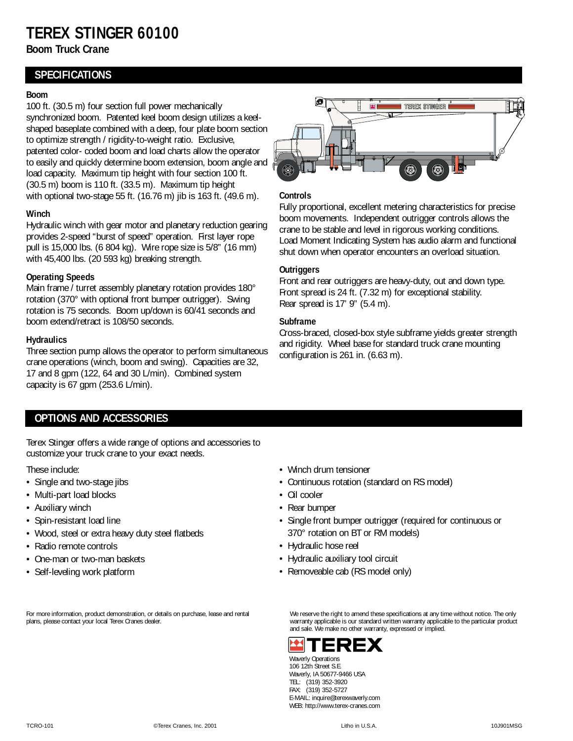# TEREX STINGER 60100

**Boom Truck Crane**

## SPECIFICATIONS

### Boom

100 ft. (30.5 m) four section full power mechanically synchronized boom. Patented keel boom design utilizes a keel-shaped baseplate combined with a deep, four plate boom section to optimize strength / rigidity-to-weight ratio. Exclusive, patented color- coded boom and load charts allow the operator to easily and quickly determine boom extension, boom angle and load capacity. Maximum tip height with four section 100 ft. (30.5 m) boom is 110 ft. (33.5 m). Maximum tip height with optional two-stage 55 ft. (16.76 m) jib is 163 ft. (49.6 m).

### Winch

Hydraulic winch with gear motor and planetary reduction gearing provides 2-speed "burst of speed" operation. First layer rope pull is 15,000 lbs. (6 804 kg). Wire rope size is 5/8" (16 mm) with 45,400 lbs. (20 593 kg) breaking strength.

### Operating Speeds

Main frame / turret assembly planetary rotation provides 180° rotation (370° with optional front bumper outrigger). Swing rotation is 75 seconds. Boom up/down is 60/41 seconds and boom extend/retract is 108/50 seconds.

### Hydraulics

Three section pump allows the operator to perform simultaneous crane operations (winch, boom and swing). Capacities are 32, 17 and 8 gpm (122, 64 and 30 L/min). Combined system capacity is 67 gpm (253.6 L/min).

### Controls

Fully proportional, excellent metering characteristics for precise boom movements. Independent outrigger controls allows the crane to be stable and level in rigorous working conditions. Load Moment Indicating System has audio alarm and functional shut down when operator encounters an overload situation.

### Outriggers

Front and rear outriggers are heavy-duty, out and down type. Front spread is 24 ft. (7.32 m) for exceptional stability. Rear spread is 17' 9" (5.4 m).

### Subframe

Cross-braced, closed-box style subframe yields greater strength and rigidity. Wheel base for standard truck crane mounting configuration is 261 in. (6.63 m).

## OPTIONS AND ACCESSORIES

Terex Stinger offers a wide range of options and accessories to customize your truck crane to your exact needs.

These include:

- Single and two-stage jibs
- Multi-part load blocks
- Auxiliary winch
- Spin-resistant load line
- Wood, steel or extra heavy duty steel flatbeds
- Radio remote controls
- One-man or two-man baskets
- Self-leveling work platform
- Winch drum tensioner
- Continuous rotation (standard on RS model)
- Oil cooler
- Rear bumper
- Single front bumper outrigger (required for continuous or 370° rotation on BT or RM models)
- Hydraulic hose reel
- Hydraulic auxiliary tool circuit
- Removeable cab (RS model only)

For more information, product demonstration, or details on purchase, lease and rental plans, please contact your local Terex Cranes dealer.

We reserve the right to amend these specifications at any time without notice. The only warranty applicable is our standard written warranty applicable to the particular product and sale. We make no other warranty, expressed or implied.

**TEREX**

Waverly Operations
106 12th Street S.E.
Waverly, IA 50677-9466 USA
TEL: (319) 352-3920
FAX: (319) 352-5727
E-MAIL: inquire@terexwaverly.com
WEB: http://www.terex-cranes.com

TCRO-101 ©Terex Cranes, Inc. 2001 Litho in U.S.A. 10J901MSG